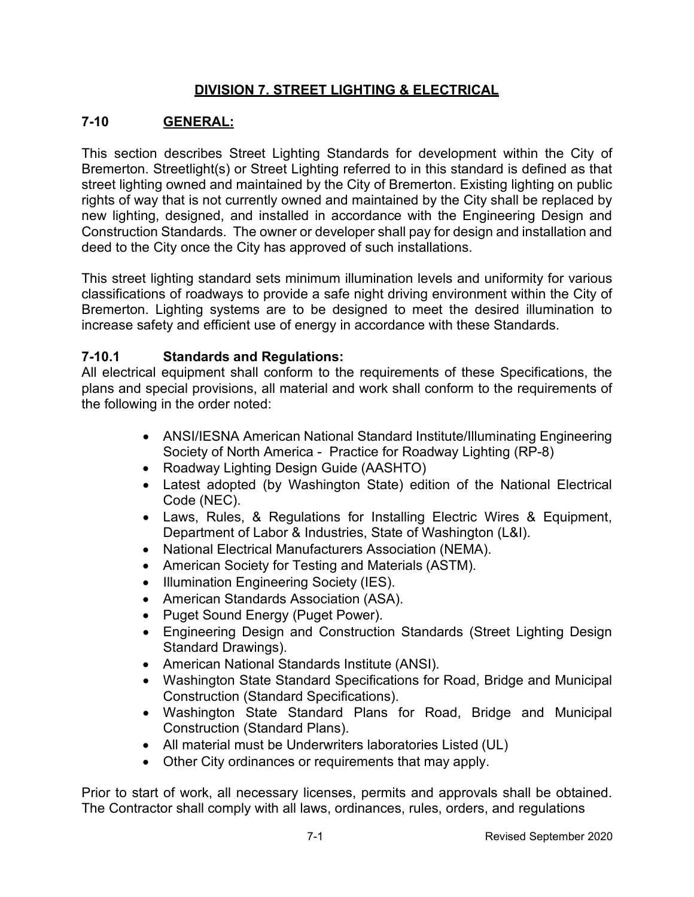# DIVISION 7. STREET LIGHTING & ELECTRICAL

## 7-10 GENERAL:

This section describes Street Lighting Standards for development within the City of Bremerton. Streetlight(s) or Street Lighting referred to in this standard is defined as that street lighting owned and maintained by the City of Bremerton. Existing lighting on public rights of way that is not currently owned and maintained by the City shall be replaced by new lighting, designed, and installed in accordance with the Engineering Design and Construction Standards. The owner or developer shall pay for design and installation and deed to the City once the City has approved of such installations.

This street lighting standard sets minimum illumination levels and uniformity for various classifications of roadways to provide a safe night driving environment within the City of Bremerton. Lighting systems are to be designed to meet the desired illumination to increase safety and efficient use of energy in accordance with these Standards.

### 7-10.1 Standards and Regulations:

All electrical equipment shall conform to the requirements of these Specifications, the plans and special provisions, all material and work shall conform to the requirements of the following in the order noted:

- ANSI/IESNA American National Standard Institute/Illuminating Engineering Society of North America - Practice for Roadway Lighting (RP-8)
- Roadway Lighting Design Guide (AASHTO)
- Latest adopted (by Washington State) edition of the National Electrical Code (NEC).
- Laws, Rules, & Regulations for Installing Electric Wires & Equipment, Department of Labor & Industries, State of Washington (L&I).
- National Electrical Manufacturers Association (NEMA).
- American Society for Testing and Materials (ASTM).
- Illumination Engineering Society (IES).
- American Standards Association (ASA).
- Puget Sound Energy (Puget Power).
- Engineering Design and Construction Standards (Street Lighting Design Standard Drawings).
- American National Standards Institute (ANSI).
- Washington State Standard Specifications for Road, Bridge and Municipal Construction (Standard Specifications).
- Washington State Standard Plans for Road, Bridge and Municipal Construction (Standard Plans).
- All material must be Underwriters laboratories Listed (UL)
- Other City ordinances or requirements that may apply.

Prior to start of work, all necessary licenses, permits and approvals shall be obtained. The Contractor shall comply with all laws, ordinances, rules, orders, and regulations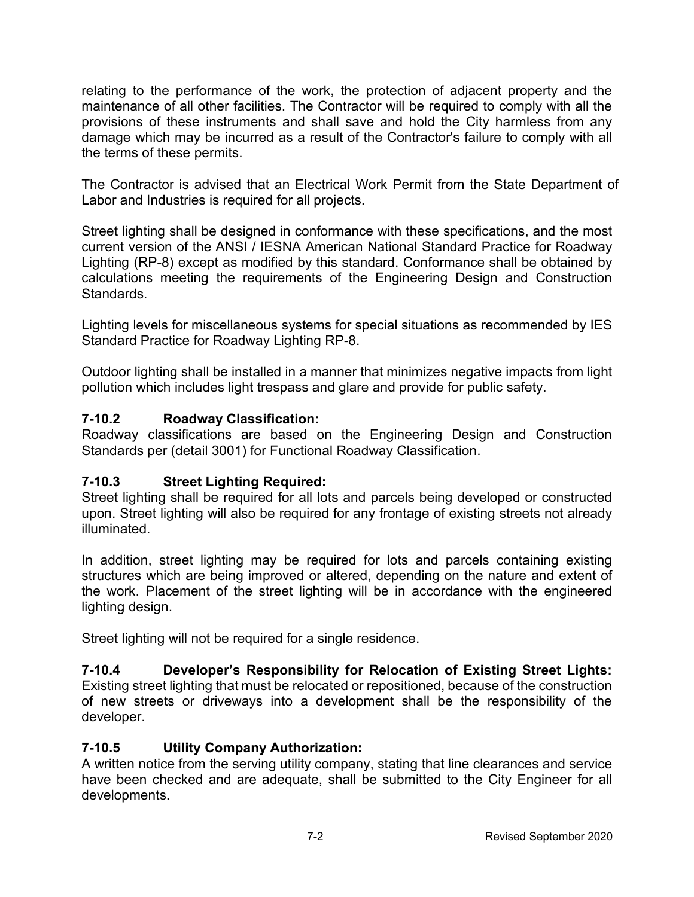relating to the performance of the work, the protection of adjacent property and the maintenance of all other facilities. The Contractor will be required to comply with all the provisions of these instruments and shall save and hold the City harmless from any damage which may be incurred as a result of the Contractor's failure to comply with all the terms of these permits.

The Contractor is advised that an Electrical Work Permit from the State Department of Labor and Industries is required for all projects.

Street lighting shall be designed in conformance with these specifications, and the most current version of the ANSI / IESNA American National Standard Practice for Roadway Lighting (RP-8) except as modified by this standard. Conformance shall be obtained by calculations meeting the requirements of the Engineering Design and Construction Standards.

Lighting levels for miscellaneous systems for special situations as recommended by IES Standard Practice for Roadway Lighting RP-8.

Outdoor lighting shall be installed in a manner that minimizes negative impacts from light pollution which includes light trespass and glare and provide for public safety.

### 7-10.2 Roadway Classification:

Roadway classifications are based on the Engineering Design and Construction Standards per (detail 3001) for Functional Roadway Classification.

### 7-10.3 Street Lighting Required:

Street lighting shall be required for all lots and parcels being developed or constructed upon. Street lighting will also be required for any frontage of existing streets not already illuminated.

In addition, street lighting may be required for lots and parcels containing existing structures which are being improved or altered, depending on the nature and extent of the work. Placement of the street lighting will be in accordance with the engineered lighting design.

Street lighting will not be required for a single residence.

### 7-10.4 Developer's Responsibility for Relocation of Existing Street Lights:

Existing street lighting that must be relocated or repositioned, because of the construction of new streets or driveways into a development shall be the responsibility of the developer.

### 7-10.5 Utility Company Authorization:

A written notice from the serving utility company, stating that line clearances and service have been checked and are adequate, shall be submitted to the City Engineer for all developments.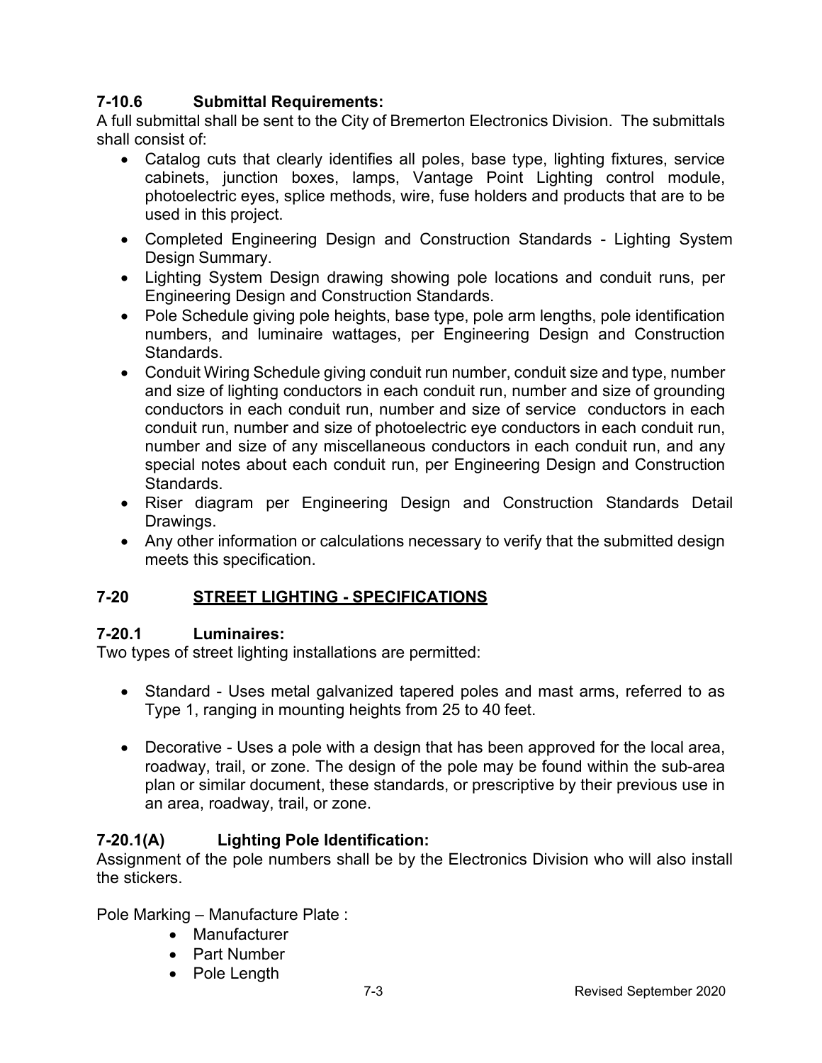### 7-10.6 Submittal Requirements:

A full submittal shall be sent to the City of Bremerton Electronics Division. The submittals shall consist of:

- Catalog cuts that clearly identifies all poles, base type, lighting fixtures, service cabinets, junction boxes, lamps, Vantage Point Lighting control module, photoelectric eyes, splice methods, wire, fuse holders and products that are to be used in this project.
- Completed Engineering Design and Construction Standards - Lighting System Design Summary.
- Lighting System Design drawing showing pole locations and conduit runs, per Engineering Design and Construction Standards.
- Pole Schedule giving pole heights, base type, pole arm lengths, pole identification numbers, and luminaire wattages, per Engineering Design and Construction Standards.
- Conduit Wiring Schedule giving conduit run number, conduit size and type, number and size of lighting conductors in each conduit run, number and size of grounding conductors in each conduit run, number and size of service conductors in each conduit run, number and size of photoelectric eye conductors in each conduit run, number and size of any miscellaneous conductors in each conduit run, and any special notes about each conduit run, per Engineering Design and Construction Standards.
- Riser diagram per Engineering Design and Construction Standards Detail Drawings.
- Any other information or calculations necessary to verify that the submitted design meets this specification.

## 7-20 STREET LIGHTING - SPECIFICATIONS

### 7-20.1 Luminaires:

Two types of street lighting installations are permitted:

- Standard - Uses metal galvanized tapered poles and mast arms, referred to as Type 1, ranging in mounting heights from 25 to 40 feet.

- Decorative - Uses a pole with a design that has been approved for the local area, roadway, trail, or zone. The design of the pole may be found within the sub-area plan or similar document, these standards, or prescriptive by their previous use in an area, roadway, trail, or zone.

### 7-20.1(A) Lighting Pole Identification:

Assignment of the pole numbers shall be by the Electronics Division who will also install the stickers.

Pole Marking – Manufacture Plate :

- Manufacturer
- Part Number
- Pole Length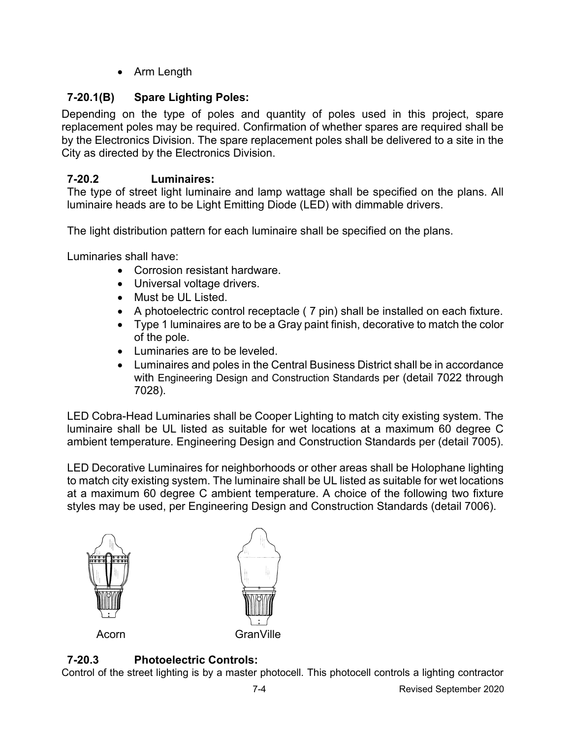- Arm Length

### 7-20.1(B) Spare Lighting Poles:

Depending on the type of poles and quantity of poles used in this project, spare replacement poles may be required. Confirmation of whether spares are required shall be by the Electronics Division. The spare replacement poles shall be delivered to a site in the City as directed by the Electronics Division.

### 7-20.2 Luminaires:

The type of street light luminaire and lamp wattage shall be specified on the plans. All luminaire heads are to be Light Emitting Diode (LED) with dimmable drivers.

The light distribution pattern for each luminaire shall be specified on the plans.

Luminaries shall have:

- Corrosion resistant hardware.
- Universal voltage drivers.
- Must be UL Listed.
- A photoelectric control receptacle ( 7 pin) shall be installed on each fixture.
- Type 1 luminaires are to be a Gray paint finish, decorative to match the color of the pole.
- Luminaries are to be leveled.
- Luminaires and poles in the Central Business District shall be in accordance with Engineering Design and Construction Standards per (detail 7022 through 7028).

LED Cobra-Head Luminaries shall be Cooper Lighting to match city existing system. The luminaire shall be UL listed as suitable for wet locations at a maximum 60 degree C ambient temperature. Engineering Design and Construction Standards per (detail 7005).

LED Decorative Luminaires for neighborhoods or other areas shall be Holophane lighting to match city existing system. The luminaire shall be UL listed as suitable for wet locations at a maximum 60 degree C ambient temperature. A choice of the following two fixture styles may be used, per Engineering Design and Construction Standards (detail 7006).

Acorn

GranVille

### 7-20.3 Photoelectric Controls:

Control of the street lighting is by a master photocell. This photocell controls a lighting contractor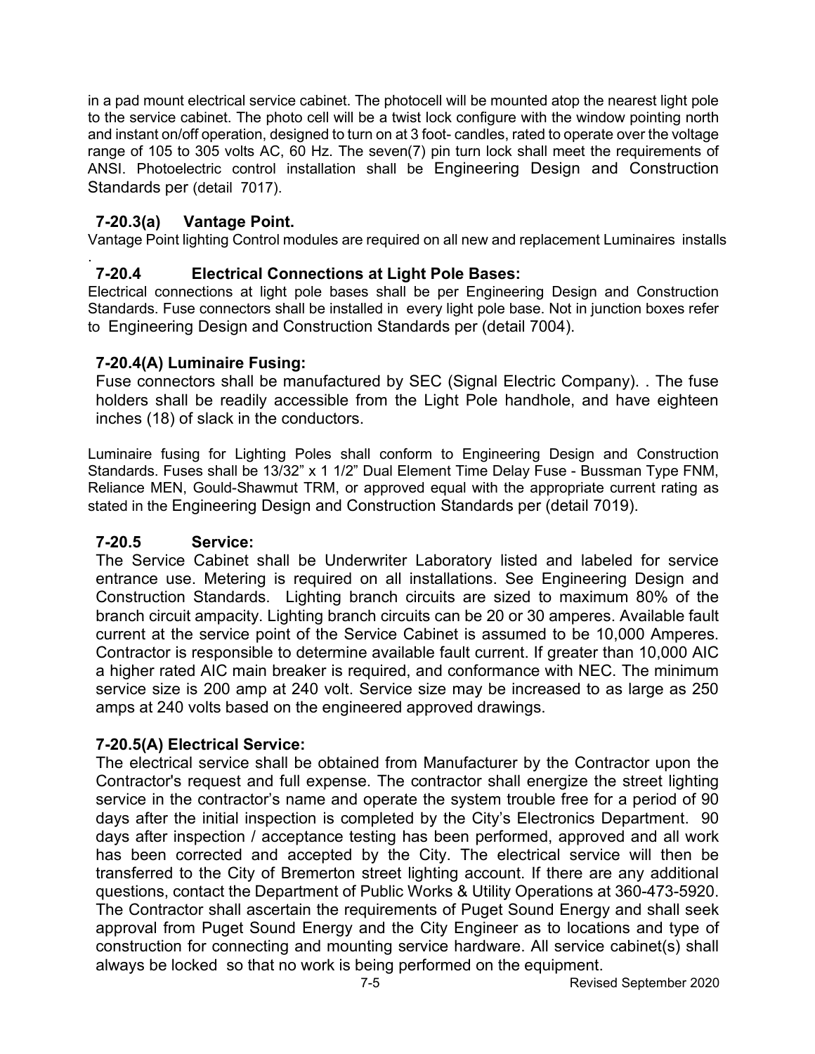in a pad mount electrical service cabinet. The photocell will be mounted atop the nearest light pole to the service cabinet. The photo cell will be a twist lock configure with the window pointing north and instant on/off operation, designed to turn on at 3 foot- candles, rated to operate over the voltage range of 105 to 305 volts AC, 60 Hz. The seven(7) pin turn lock shall meet the requirements of ANSI. Photoelectric control installation shall be Engineering Design and Construction Standards per (detail 7017).

### 7-20.3(a) Vantage Point.

Vantage Point lighting Control modules are required on all new and replacement Luminaires installs

.

### 7-20.4 Electrical Connections at Light Pole Bases:

Electrical connections at light pole bases shall be per Engineering Design and Construction Standards. Fuse connectors shall be installed in every light pole base. Not in junction boxes refer to Engineering Design and Construction Standards per (detail 7004).

### 7-20.4(A) Luminaire Fusing:

Fuse connectors shall be manufactured by SEC (Signal Electric Company). . The fuse holders shall be readily accessible from the Light Pole handhole, and have eighteen inches (18) of slack in the conductors.

Luminaire fusing for Lighting Poles shall conform to Engineering Design and Construction Standards. Fuses shall be 13/32" x 1 1/2" Dual Element Time Delay Fuse - Bussman Type FNM, Reliance MEN, Gould-Shawmut TRM, or approved equal with the appropriate current rating as stated in the Engineering Design and Construction Standards per (detail 7019).

### 7-20.5 Service:

The Service Cabinet shall be Underwriter Laboratory listed and labeled for service entrance use. Metering is required on all installations. See Engineering Design and Construction Standards. Lighting branch circuits are sized to maximum 80% of the branch circuit ampacity. Lighting branch circuits can be 20 or 30 amperes. Available fault current at the service point of the Service Cabinet is assumed to be 10,000 Amperes. Contractor is responsible to determine available fault current. If greater than 10,000 AIC a higher rated AIC main breaker is required, and conformance with NEC. The minimum service size is 200 amp at 240 volt. Service size may be increased to as large as 250 amps at 240 volts based on the engineered approved drawings.

### 7-20.5(A) Electrical Service:

The electrical service shall be obtained from Manufacturer by the Contractor upon the Contractor's request and full expense. The contractor shall energize the street lighting service in the contractor's name and operate the system trouble free for a period of 90 days after the initial inspection is completed by the City's Electronics Department. 90 days after inspection / acceptance testing has been performed, approved and all work has been corrected and accepted by the City. The electrical service will then be transferred to the City of Bremerton street lighting account. If there are any additional questions, contact the Department of Public Works & Utility Operations at 360-473-5920. The Contractor shall ascertain the requirements of Puget Sound Energy and shall seek approval from Puget Sound Energy and the City Engineer as to locations and type of construction for connecting and mounting service hardware. All service cabinet(s) shall always be locked so that no work is being performed on the equipment.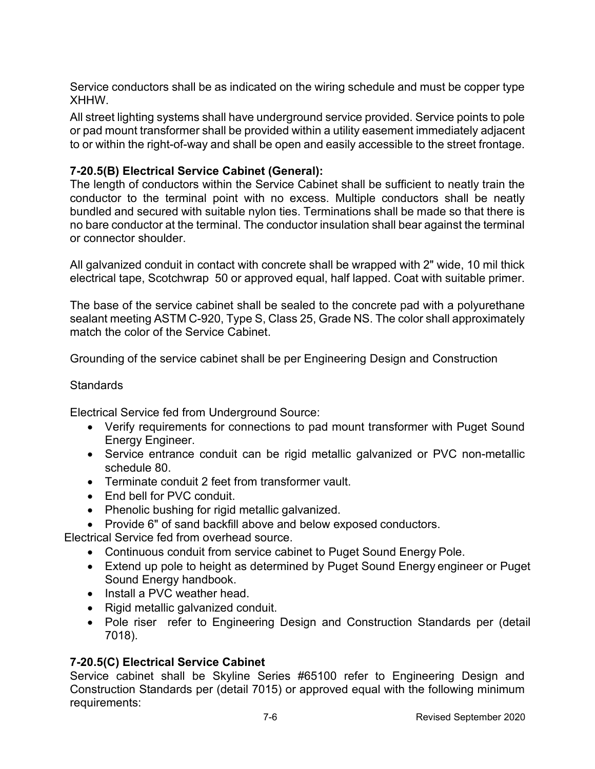Service conductors shall be as indicated on the wiring schedule and must be copper type XHHW.

All street lighting systems shall have underground service provided. Service points to pole or pad mount transformer shall be provided within a utility easement immediately adjacent to or within the right-of-way and shall be open and easily accessible to the street frontage.

**7-20.5(B) Electrical Service Cabinet (General):**
The length of conductors within the Service Cabinet shall be sufficient to neatly train the conductor to the terminal point with no excess. Multiple conductors shall be neatly bundled and secured with suitable nylon ties. Terminations shall be made so that there is no bare conductor at the terminal. The conductor insulation shall bear against the terminal or connector shoulder.

All galvanized conduit in contact with concrete shall be wrapped with 2" wide, 10 mil thick electrical tape, Scotchwrap 50 or approved equal, half lapped. Coat with suitable primer.

The base of the service cabinet shall be sealed to the concrete pad with a polyurethane sealant meeting ASTM C-920, Type S, Class 25, Grade NS. The color shall approximately match the color of the Service Cabinet.

Grounding of the service cabinet shall be per Engineering Design and Construction

Standards

Electrical Service fed from Underground Source:

- Verify requirements for connections to pad mount transformer with Puget Sound Energy Engineer.
- Service entrance conduit can be rigid metallic galvanized or PVC non-metallic schedule 80.
- Terminate conduit 2 feet from transformer vault.
- End bell for PVC conduit.
- Phenolic bushing for rigid metallic galvanized.
- Provide 6" of sand backfill above and below exposed conductors.

Electrical Service fed from overhead source.

- Continuous conduit from service cabinet to Puget Sound Energy Pole.
- Extend up pole to height as determined by Puget Sound Energy engineer or Puget Sound Energy handbook.
- Install a PVC weather head.
- Rigid metallic galvanized conduit.
- Pole riser refer to Engineering Design and Construction Standards per (detail 7018).

**7-20.5(C) Electrical Service Cabinet**
Service cabinet shall be Skyline Series #65100 refer to Engineering Design and Construction Standards per (detail 7015) or approved equal with the following minimum requirements: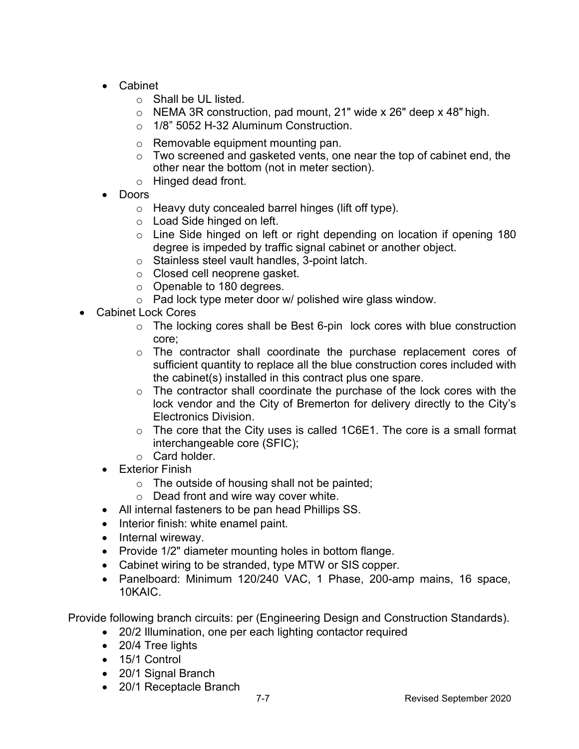- Cabinet
  - Shall be UL listed.
  - NEMA 3R construction, pad mount, 21" wide x 26" deep x 48" high.
  - 1/8” 5052 H-32 Aluminum Construction.
  - Removable equipment mounting pan.
  - Two screened and gasketed vents, one near the top of cabinet end, the other near the bottom (not in meter section).
  - Hinged dead front.
- Doors
  - Heavy duty concealed barrel hinges (lift off type).
  - Load Side hinged on left.
  - Line Side hinged on left or right depending on location if opening 180 degree is impeded by traffic signal cabinet or another object.
  - Stainless steel vault handles, 3-point latch.
  - Closed cell neoprene gasket.
  - Openable to 180 degrees.
  - Pad lock type meter door w/ polished wire glass window.
- Cabinet Lock Cores
  - The locking cores shall be Best 6-pin lock cores with blue construction core;
  - The contractor shall coordinate the purchase replacement cores of sufficient quantity to replace all the blue construction cores included with the cabinet(s) installed in this contract plus one spare.
  - The contractor shall coordinate the purchase of the lock cores with the lock vendor and the City of Bremerton for delivery directly to the City’s Electronics Division.
  - The core that the City uses is called 1C6E1. The core is a small format interchangeable core (SFIC);
  - Card holder.
- Exterior Finish
  - The outside of housing shall not be painted;
  - Dead front and wire way cover white.
- All internal fasteners to be pan head Phillips SS.
- Interior finish: white enamel paint.
- Internal wireway.
- Provide 1/2" diameter mounting holes in bottom flange.
- Cabinet wiring to be stranded, type MTW or SIS copper.
- Panelboard: Minimum 120/240 VAC, 1 Phase, 200-amp mains, 16 space, 10KAIC.

Provide following branch circuits: per (Engineering Design and Construction Standards).

- 20/2 Illumination, one per each lighting contactor required
- 20/4 Tree lights
- 15/1 Control
- 20/1 Signal Branch
- 20/1 Receptacle Branch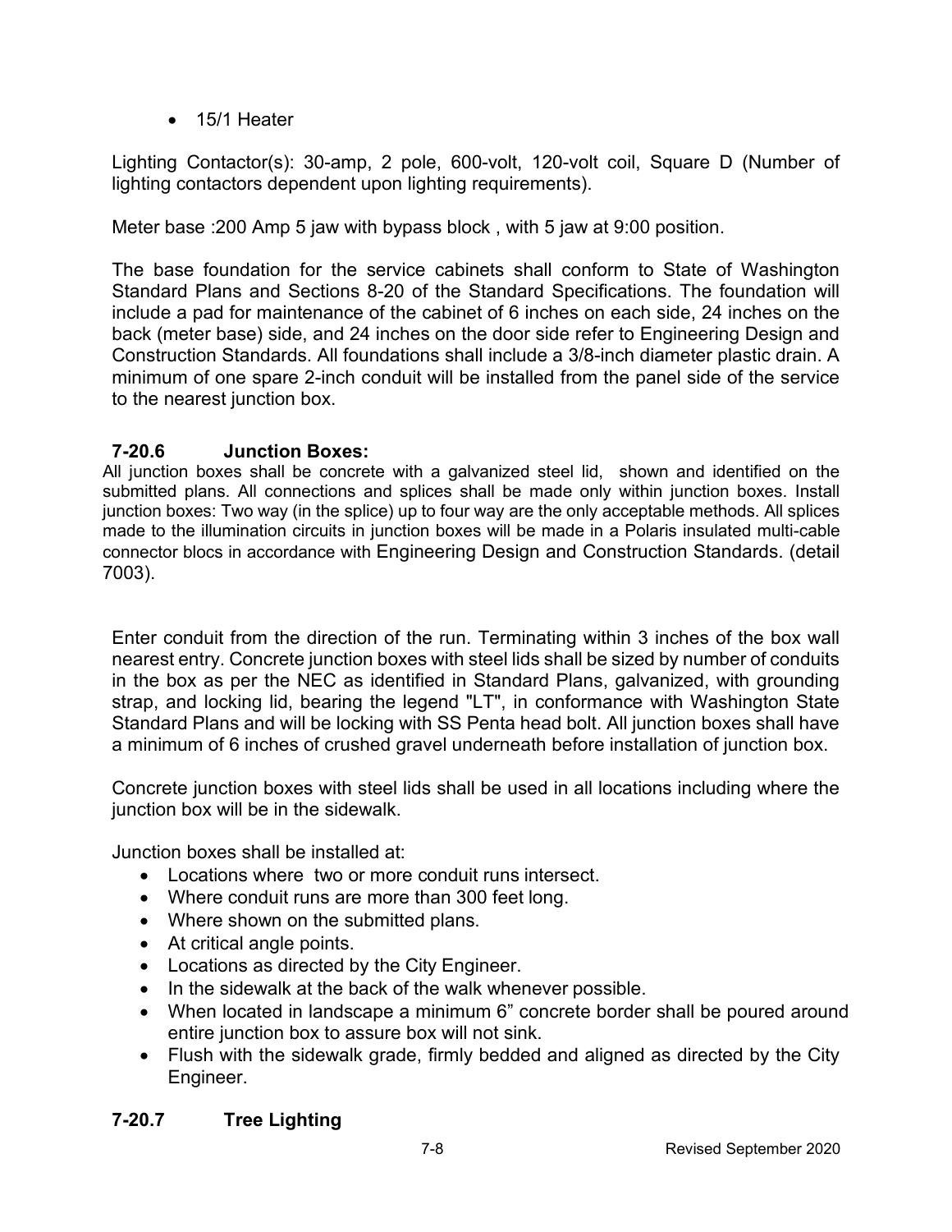- 15/1 Heater

Lighting Contactor(s): 30-amp, 2 pole, 600-volt, 120-volt coil, Square D (Number of lighting contactors dependent upon lighting requirements).

Meter base :200 Amp 5 jaw with bypass block , with 5 jaw at 9:00 position.

The base foundation for the service cabinets shall conform to State of Washington Standard Plans and Sections 8-20 of the Standard Specifications. The foundation will include a pad for maintenance of the cabinet of 6 inches on each side, 24 inches on the back (meter base) side, and 24 inches on the door side refer to Engineering Design and Construction Standards. All foundations shall include a 3/8-inch diameter plastic drain. A minimum of one spare 2-inch conduit will be installed from the panel side of the service to the nearest junction box.

### 7-20.6 Junction Boxes:

All junction boxes shall be concrete with a galvanized steel lid, shown and identified on the submitted plans. All connections and splices shall be made only within junction boxes. Install junction boxes: Two way (in the splice) up to four way are the only acceptable methods. All splices made to the illumination circuits in junction boxes will be made in a Polaris insulated multi-cable connector blocs in accordance with Engineering Design and Construction Standards. (detail 7003).

Enter conduit from the direction of the run. Terminating within 3 inches of the box wall nearest entry. Concrete junction boxes with steel lids shall be sized by number of conduits in the box as per the NEC as identified in Standard Plans, galvanized, with grounding strap, and locking lid, bearing the legend "LT", in conformance with Washington State Standard Plans and will be locking with SS Penta head bolt. All junction boxes shall have a minimum of 6 inches of crushed gravel underneath before installation of junction box.

Concrete junction boxes with steel lids shall be used in all locations including where the junction box will be in the sidewalk.

Junction boxes shall be installed at:

- Locations where two or more conduit runs intersect.
- Where conduit runs are more than 300 feet long.
- Where shown on the submitted plans.
- At critical angle points.
- Locations as directed by the City Engineer.
- In the sidewalk at the back of the walk whenever possible.
- When located in landscape a minimum 6" concrete border shall be poured around entire junction box to assure box will not sink.
- Flush with the sidewalk grade, firmly bedded and aligned as directed by the City Engineer.

### 7-20.7 Tree Lighting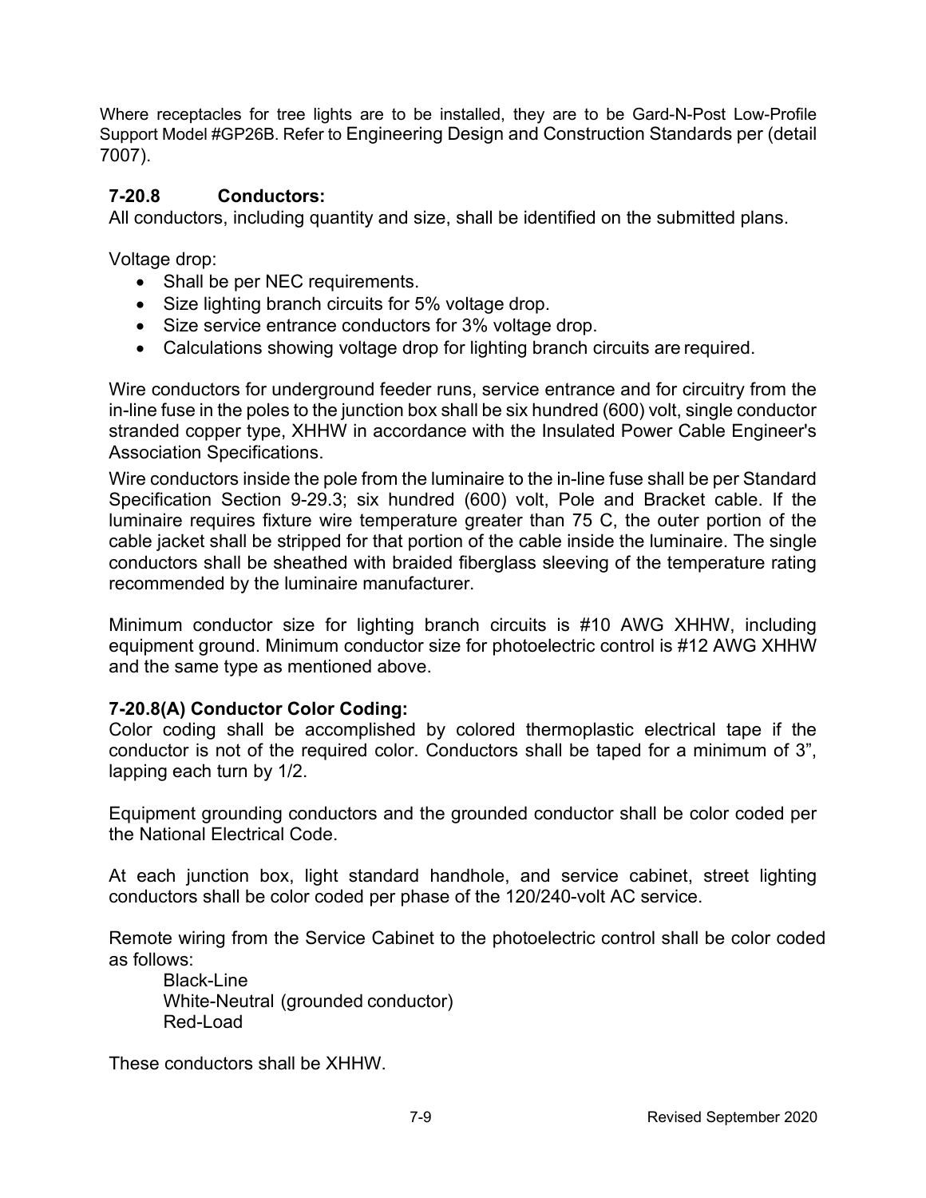Where receptacles for tree lights are to be installed, they are to be Gard-N-Post Low-Profile Support Model #GP26B. Refer to Engineering Design and Construction Standards per (detail 7007).

### 7-20.8 Conductors:

All conductors, including quantity and size, shall be identified on the submitted plans.

Voltage drop:

- Shall be per NEC requirements.
- Size lighting branch circuits for 5% voltage drop.
- Size service entrance conductors for 3% voltage drop.
- Calculations showing voltage drop for lighting branch circuits are required.

Wire conductors for underground feeder runs, service entrance and for circuitry from the in-line fuse in the poles to the junction box shall be six hundred (600) volt, single conductor stranded copper type, XHHW in accordance with the Insulated Power Cable Engineer's Association Specifications.

Wire conductors inside the pole from the luminaire to the in-line fuse shall be per Standard Specification Section 9-29.3; six hundred (600) volt, Pole and Bracket cable. If the luminaire requires fixture wire temperature greater than 75 C, the outer portion of the cable jacket shall be stripped for that portion of the cable inside the luminaire. The single conductors shall be sheathed with braided fiberglass sleeving of the temperature rating recommended by the luminaire manufacturer.

Minimum conductor size for lighting branch circuits is #10 AWG XHHW, including equipment ground. Minimum conductor size for photoelectric control is #12 AWG XHHW and the same type as mentioned above.

### 7-20.8(A) Conductor Color Coding:

Color coding shall be accomplished by colored thermoplastic electrical tape if the conductor is not of the required color. Conductors shall be taped for a minimum of 3", lapping each turn by 1/2.

Equipment grounding conductors and the grounded conductor shall be color coded per the National Electrical Code.

At each junction box, light standard handhole, and service cabinet, street lighting conductors shall be color coded per phase of the 120/240-volt AC service.

Remote wiring from the Service Cabinet to the photoelectric control shall be color coded as follows:

Black-Line
White-Neutral (grounded conductor)
Red-Load

These conductors shall be XHHW.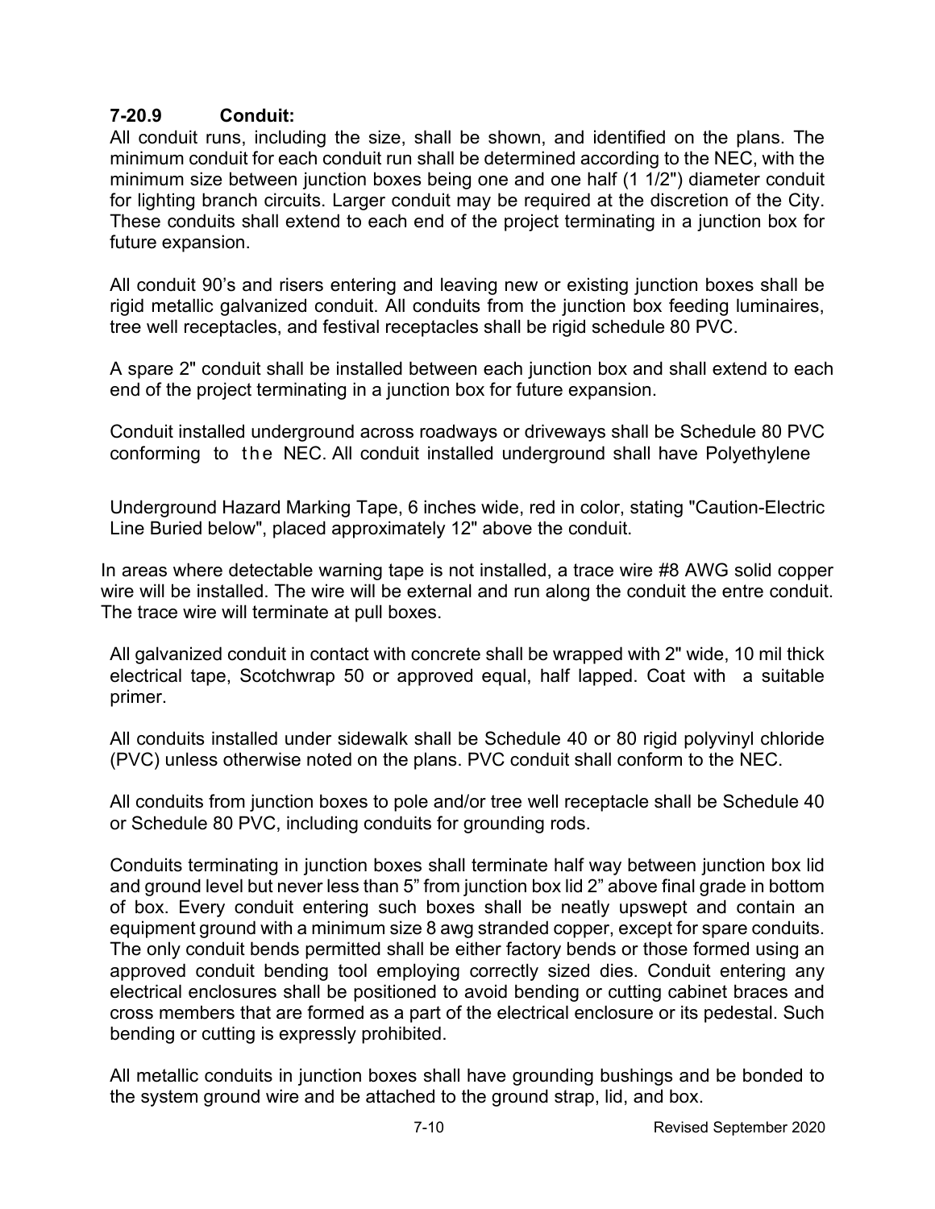### 7-20.9 Conduit:

All conduit runs, including the size, shall be shown, and identified on the plans. The minimum conduit for each conduit run shall be determined according to the NEC, with the minimum size between junction boxes being one and one half (1 1/2") diameter conduit for lighting branch circuits. Larger conduit may be required at the discretion of the City. These conduits shall extend to each end of the project terminating in a junction box for future expansion.

All conduit 90's and risers entering and leaving new or existing junction boxes shall be rigid metallic galvanized conduit. All conduits from the junction box feeding luminaires, tree well receptacles, and festival receptacles shall be rigid schedule 80 PVC.

A spare 2" conduit shall be installed between each junction box and shall extend to each end of the project terminating in a junction box for future expansion.

Conduit installed underground across roadways or driveways shall be Schedule 80 PVC conforming to the NEC. All conduit installed underground shall have Polyethylene

Underground Hazard Marking Tape, 6 inches wide, red in color, stating "Caution-Electric Line Buried below", placed approximately 12" above the conduit.

In areas where detectable warning tape is not installed, a trace wire #8 AWG solid copper wire will be installed. The wire will be external and run along the conduit the entre conduit. The trace wire will terminate at pull boxes.

All galvanized conduit in contact with concrete shall be wrapped with 2" wide, 10 mil thick electrical tape, Scotchwrap 50 or approved equal, half lapped. Coat with a suitable primer.

All conduits installed under sidewalk shall be Schedule 40 or 80 rigid polyvinyl chloride (PVC) unless otherwise noted on the plans. PVC conduit shall conform to the NEC.

All conduits from junction boxes to pole and/or tree well receptacle shall be Schedule 40 or Schedule 80 PVC, including conduits for grounding rods.

Conduits terminating in junction boxes shall terminate half way between junction box lid and ground level but never less than 5" from junction box lid 2" above final grade in bottom of box. Every conduit entering such boxes shall be neatly upswept and contain an equipment ground with a minimum size 8 awg stranded copper, except for spare conduits. The only conduit bends permitted shall be either factory bends or those formed using an approved conduit bending tool employing correctly sized dies. Conduit entering any electrical enclosures shall be positioned to avoid bending or cutting cabinet braces and cross members that are formed as a part of the electrical enclosure or its pedestal. Such bending or cutting is expressly prohibited.

All metallic conduits in junction boxes shall have grounding bushings and be bonded to the system ground wire and be attached to the ground strap, lid, and box.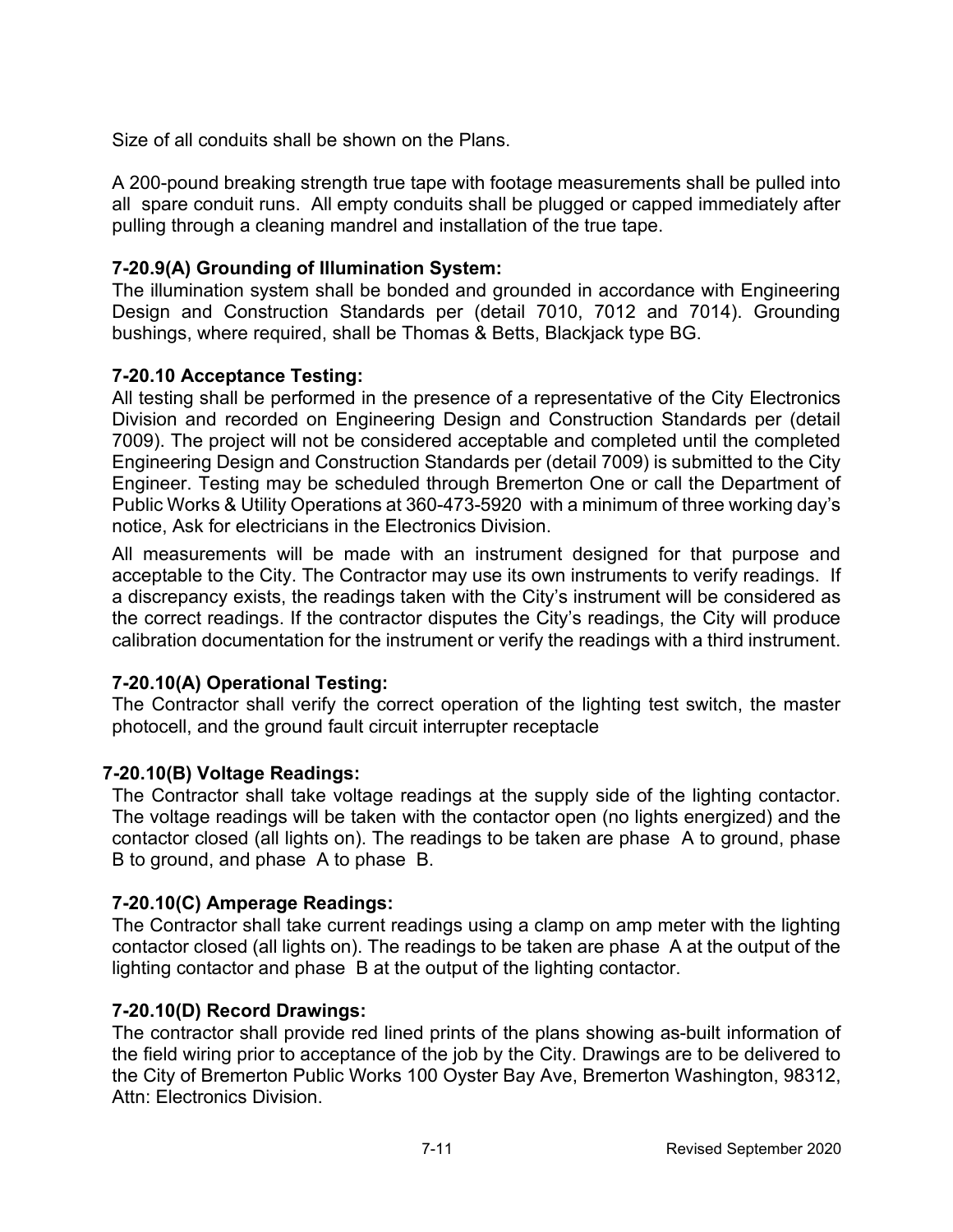Size of all conduits shall be shown on the Plans.

A 200-pound breaking strength true tape with footage measurements shall be pulled into all spare conduit runs. All empty conduits shall be plugged or capped immediately after pulling through a cleaning mandrel and installation of the true tape.

**7-20.9(A) Grounding of Illumination System:**
The illumination system shall be bonded and grounded in accordance with Engineering Design and Construction Standards per (detail 7010, 7012 and 7014). Grounding bushings, where required, shall be Thomas & Betts, Blackjack type BG.

**7-20.10 Acceptance Testing:**
All testing shall be performed in the presence of a representative of the City Electronics Division and recorded on Engineering Design and Construction Standards per (detail 7009). The project will not be considered acceptable and completed until the completed Engineering Design and Construction Standards per (detail 7009) is submitted to the City Engineer. Testing may be scheduled through Bremerton One or call the Department of Public Works & Utility Operations at 360-473-5920 with a minimum of three working day's notice, Ask for electricians in the Electronics Division.

All measurements will be made with an instrument designed for that purpose and acceptable to the City. The Contractor may use its own instruments to verify readings. If a discrepancy exists, the readings taken with the City's instrument will be considered as the correct readings. If the contractor disputes the City's readings, the City will produce calibration documentation for the instrument or verify the readings with a third instrument.

**7-20.10(A) Operational Testing:**
The Contractor shall verify the correct operation of the lighting test switch, the master photocell, and the ground fault circuit interrupter receptacle

**7-20.10(B) Voltage Readings:**
The Contractor shall take voltage readings at the supply side of the lighting contactor. The voltage readings will be taken with the contactor open (no lights energized) and the contactor closed (all lights on). The readings to be taken are phase A to ground, phase B to ground, and phase A to phase B.

**7-20.10(C) Amperage Readings:**
The Contractor shall take current readings using a clamp on amp meter with the lighting contactor closed (all lights on). The readings to be taken are phase A at the output of the lighting contactor and phase B at the output of the lighting contactor.

**7-20.10(D) Record Drawings:**
The contractor shall provide red lined prints of the plans showing as-built information of the field wiring prior to acceptance of the job by the City. Drawings are to be delivered to the City of Bremerton Public Works 100 Oyster Bay Ave, Bremerton Washington, 98312, Attn: Electronics Division.